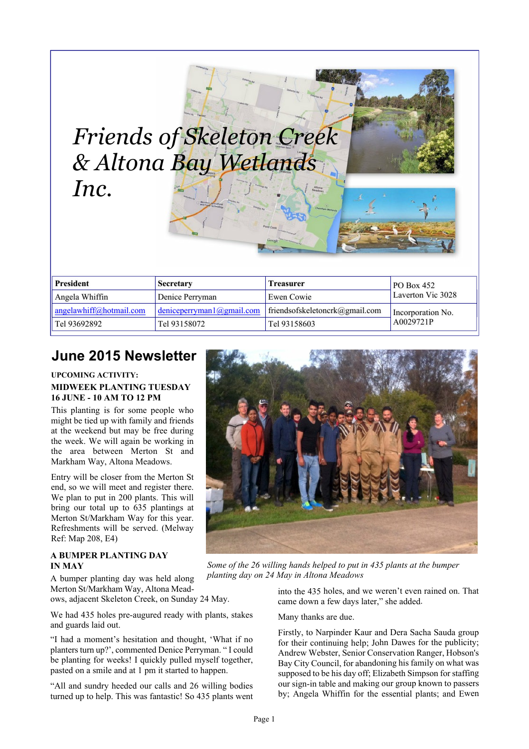# *Friends of Skeleton Creek & Altona Bay Wetlands Inc.*

| President | Secretary | Treasurer | PO Box 452 Laverton Vic 3028 |
|---|---|---|---|
| Angela Whiffin | Denice Perryman | Ewen Cowie | |
| angelawhiff@hotmail.com | deniceperryman1@gmail.com | friendsofskeletoncrk@gmail.com | Incorporation No. A0029721P |
| Tel 93692892 | Tel 93158072 | Tel 93158603 | |

## June 2015 Newsletter

**UPCOMING ACTIVITY:**

**MIDWEEK PLANTING TUESDAY 16 JUNE - 10 AM TO 12 PM**

This planting is for some people who might be tied up with family and friends at the weekend but may be free during the week. We will again be working in the area between Merton St and Markham Way, Altona Meadows.

Entry will be closer from the Merton St end, so we will meet and register there. We plan to put in 200 plants. This will bring our total up to 635 plantings at Merton St/Markham Way for this year. Refreshments will be served. (Melway Ref: Map 208, E4)

**A BUMPER PLANTING DAY IN MAY**

*Some of the 26 willing hands helped to put in 435 plants at the bumper planting day on 24 May in Altona Meadows*

A bumper planting day was held along Merton St/Markham Way, Altona Meadows, adjacent Skeleton Creek, on Sunday 24 May.

We had 435 holes pre-augured ready with plants, stakes and guards laid out.

"I had a moment's hesitation and thought, 'What if no planters turn up?', commented Denice Perryman. " I could be planting for weeks! I quickly pulled myself together, pasted on a smile and at 1 pm it started to happen.

"All and sundry heeded our calls and 26 willing bodies turned up to help. This was fantastic! So 435 plants went into the 435 holes, and we weren't even rained on. That came down a few days later," she added.

Many thanks are due.

Firstly, to Narpinder Kaur and Dera Sacha Sauda group for their continuing help; John Dawes for the publicity; Andrew Webster, Senior Conservation Ranger, Hobson's Bay City Council, for abandoning his family on what was supposed to be his day off; Elizabeth Simpson for staffing our sign-in table and making our group known to passers by; Angela Whiffin for the essential plants; and Ewen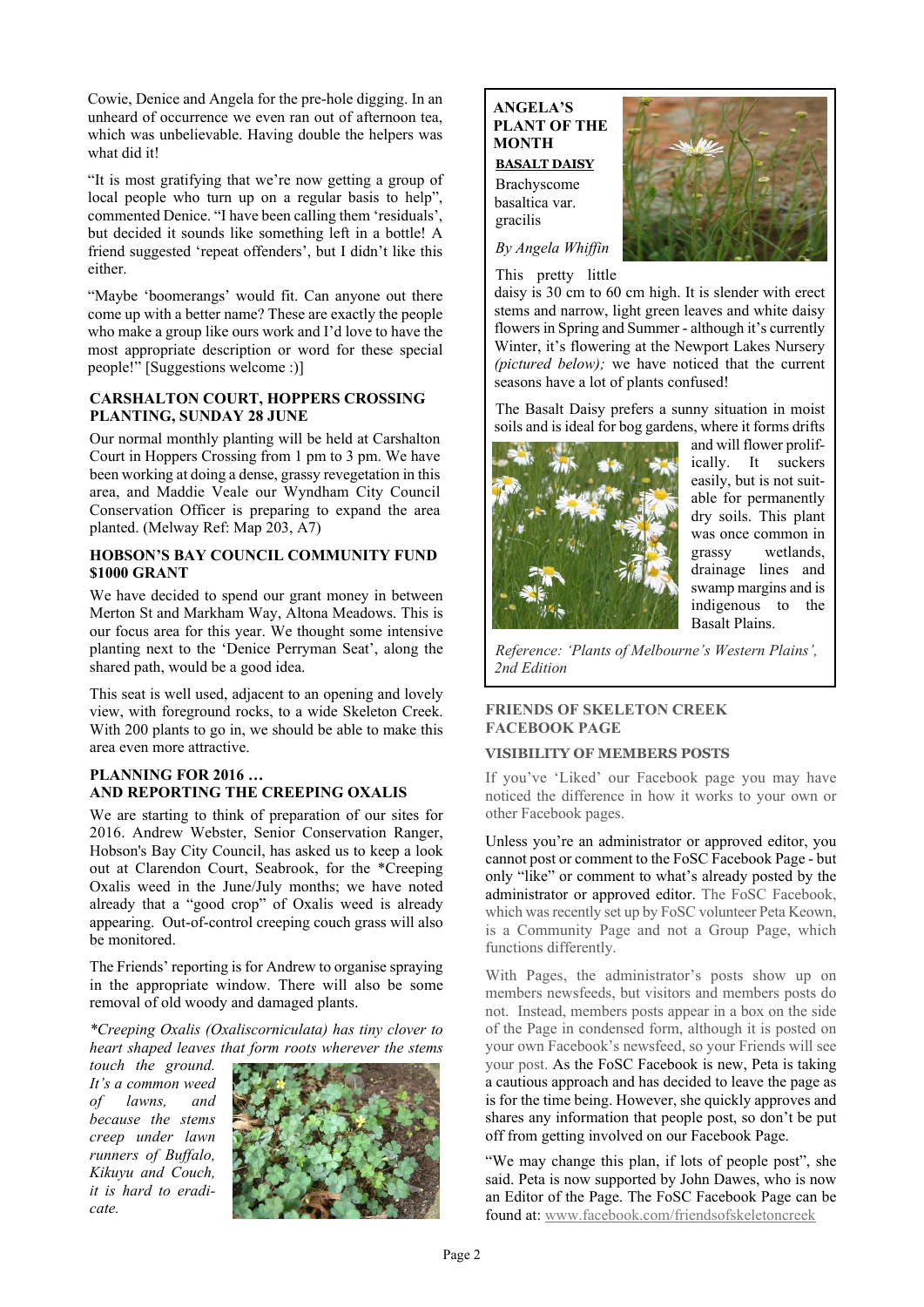Cowie, Denice and Angela for the pre-hole digging. In an unheard of occurrence we even ran out of afternoon tea, which was unbelievable. Having double the helpers was what did it!

"It is most gratifying that we're now getting a group of local people who turn up on a regular basis to help", commented Denice. "I have been calling them 'residuals', but decided it sounds like something left in a bottle! A friend suggested 'repeat offenders', but I didn't like this either.

"Maybe 'boomerangs' would fit. Can anyone out there come up with a better name? These are exactly the people who make a group like ours work and I'd love to have the most appropriate description or word for these special people!" [Suggestions welcome :)]

### CARSHALTON COURT, HOPPERS CROSSING PLANTING, SUNDAY 28 JUNE

Our normal monthly planting will be held at Carshalton Court in Hoppers Crossing from 1 pm to 3 pm. We have been working at doing a dense, grassy revegetation in this area, and Maddie Veale our Wyndham City Council Conservation Officer is preparing to expand the area planted. (Melway Ref: Map 203, A7)

### HOBSON'S BAY COUNCIL COMMUNITY FUND $1000 GRANT

We have decided to spend our grant money in between Merton St and Markham Way, Altona Meadows. This is our focus area for this year. We thought some intensive planting next to the 'Denice Perryman Seat', along the shared path, would be a good idea.

This seat is well used, adjacent to an opening and lovely view, with foreground rocks, to a wide Skeleton Creek. With 200 plants to go in, we should be able to make this area even more attractive.

### PLANNING FOR 2016 … AND REPORTING THE CREEPING OXALIS

We are starting to think of preparation of our sites for 2016. Andrew Webster, Senior Conservation Ranger, Hobson's Bay City Council, has asked us to keep a look out at Clarendon Court, Seabrook, for the *Creeping Oxalis weed in the June/July months; we have noted already that a "good crop" of Oxalis weed is already appearing. Out-of-control creeping couch grass will also be monitored.

The Friends' reporting is for Andrew to organise spraying in the appropriate window. There will also be some removal of old woody and damaged plants.

*\*Creeping Oxalis (Oxaliscorniculata) has tiny clover to heart shaped leaves that form roots wherever the stems touch the ground. It's a common weed of lawns, and because the stems creep under lawn runners of Buffalo, Kikuyu and Couch, it is hard to eradicate.*

### ANGELA'S PLANT OF THE MONTH

**BASALT DAISY**

Brachyscome basaltica var. gracilis

*By Angela Whiffin*

This pretty little daisy is 30 cm to 60 cm high. It is slender with erect stems and narrow, light green leaves and white daisy flowers in Spring and Summer - although it's currently Winter, it's flowering at the Newport Lakes Nursery *(pictured below)*; we have noticed that the current seasons have a lot of plants confused!

The Basalt Daisy prefers a sunny situation in moist soils and is ideal for bog gardens, where it forms drifts and will flower prolifically. It suckers easily, but is not suitable for permanently dry soils. This plant was once common in grassy wetlands, drainage lines and swamp margins and is indigenous to the Basalt Plains.

*Reference: 'Plants of Melbourne's Western Plains', 2nd Edition*

### FRIENDS OF SKELETON CREEK FACEBOOK PAGE

#### VISIBILITY OF MEMBERS POSTS

If you've 'Liked' our Facebook page you may have noticed the difference in how it works to your own or other Facebook pages.

Unless you're an administrator or approved editor, you cannot post or comment to the FoSC Facebook Page - but only "like" or comment to what's already posted by the administrator or approved editor. The FoSC Facebook, which was recently set up by FoSC volunteer Peta Keown, is a Community Page and not a Group Page, which functions differently.

With Pages, the administrator's posts show up on members newsfeeds, but visitors and members posts do not. Instead, members posts appear in a box on the side of the Page in condensed form, although it is posted on your own Facebook's newsfeed, so your Friends will see your post. As the FoSC Facebook is new, Peta is taking a cautious approach and has decided to leave the page as is for the time being. However, she quickly approves and shares any information that people post, so don't be put off from getting involved on our Facebook Page.

"We may change this plan, if lots of people post", she said. Peta is now supported by John Dawes, who is now an Editor of the Page. The FoSC Facebook Page can be found at: www.facebook.com/friendsofskeletoncreek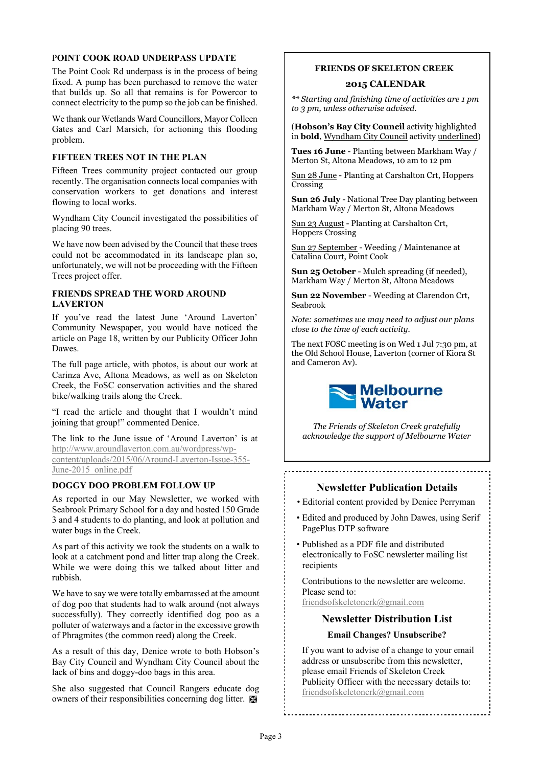## POINT COOK ROAD UNDERPASS UPDATE

The Point Cook Rd underpass is in the process of being fixed. A pump has been purchased to remove the water that builds up. So all that remains is for Powercor to connect electricity to the pump so the job can be finished.

We thank our Wetlands Ward Councillors, Mayor Colleen Gates and Carl Marsich, for actioning this flooding problem.

## FIFTEEN TREES NOT IN THE PLAN

Fifteen Trees community project contacted our group recently. The organisation connects local companies with conservation workers to get donations and interest flowing to local works.

Wyndham City Council investigated the possibilities of placing 90 trees.

We have now been advised by the Council that these trees could not be accommodated in its landscape plan so, unfortunately, we will not be proceeding with the Fifteen Trees project offer.

## FRIENDS SPREAD THE WORD AROUND LAVERTON

If you've read the latest June 'Around Laverton' Community Newspaper, you would have noticed the article on Page 18, written by our Publicity Officer John Dawes.

The full page article, with photos, is about our work at Carinza Ave, Altona Meadows, as well as on Skeleton Creek, the FoSC conservation activities and the shared bike/walking trails along the Creek.

"I read the article and thought that I wouldn't mind joining that group!" commented Denice.

The link to the June issue of 'Around Laverton' is at http://www.aroundlaverton.com.au/wordpress/wp-content/uploads/2015/06/Around-Laverton-Issue-355-June-2015_online.pdf

## DOGGY DOO PROBLEM FOLLOW UP

As reported in our May Newsletter, we worked with Seabrook Primary School for a day and hosted 150 Grade 3 and 4 students to do planting, and look at pollution and water bugs in the Creek.

As part of this activity we took the students on a walk to look at a catchment pond and litter trap along the Creek. While we were doing this we talked about litter and rubbish.

We have to say we were totally embarrassed at the amount of dog poo that students had to walk around (not always successfully). They correctly identified dog poo as a polluter of waterways and a factor in the excessive growth of Phragmites (the common reed) along the Creek.

As a result of this day, Denice wrote to both Hobson's Bay City Council and Wyndham City Council about the lack of bins and doggy-doo bags in this area.

She also suggested that Council Rangers educate dog owners of their responsibilities concerning dog litter.

---

### FRIENDS OF SKELETON CREEK

### 2015 CALENDAR

*** Starting and finishing time of activities are 1 pm to 3 pm, unless otherwise advised.*

(**Hobson's Bay City Council** activity highlighted in **bold**, <u>Wyndham City Council</u> activity <u>underlined</u>)

**Tues 16 June** - Planting between Markham Way / Merton St, Altona Meadows, 10 am to 12 pm

<u>Sun 28 June</u> - Planting at Carshalton Crt, Hoppers Crossing

**Sun 26 July** - National Tree Day planting between Markham Way / Merton St, Altona Meadows

<u>Sun 23 August</u> - Planting at Carshalton Crt, Hoppers Crossing

<u>Sun 27 September</u> - Weeding / Maintenance at Catalina Court, Point Cook

**Sun 25 October** - Mulch spreading (if needed), Markham Way / Merton St, Altona Meadows

**Sun 22 November** - Weeding at Clarendon Crt, Seabrook

*Note: sometimes we may need to adjust our plans close to the time of each activity.*

The next FOSC meeting is on Wed 1 Jul 7:30 pm, at the Old School House, Laverton (corner of Kiora St and Cameron Av).

Melbourne Water

*The Friends of Skeleton Creek gratefully acknowledge the support of Melbourne Water*

---

### Newsletter Publication Details

- Editorial content provided by Denice Perryman
- Edited and produced by John Dawes, using Serif PagePlus DTP software
- Published as a PDF file and distributed electronically to FoSC newsletter mailing list recipients

Contributions to the newsletter are welcome. Please send to: friendsofskeletoncrk@gmail.com

### Newsletter Distribution List

**Email Changes? Unsubscribe?**

If you want to advise of a change to your email address or unsubscribe from this newsletter, please email Friends of Skeleton Creek Publicity Officer with the necessary details to: friendsofskeletoncrk@gmail.com